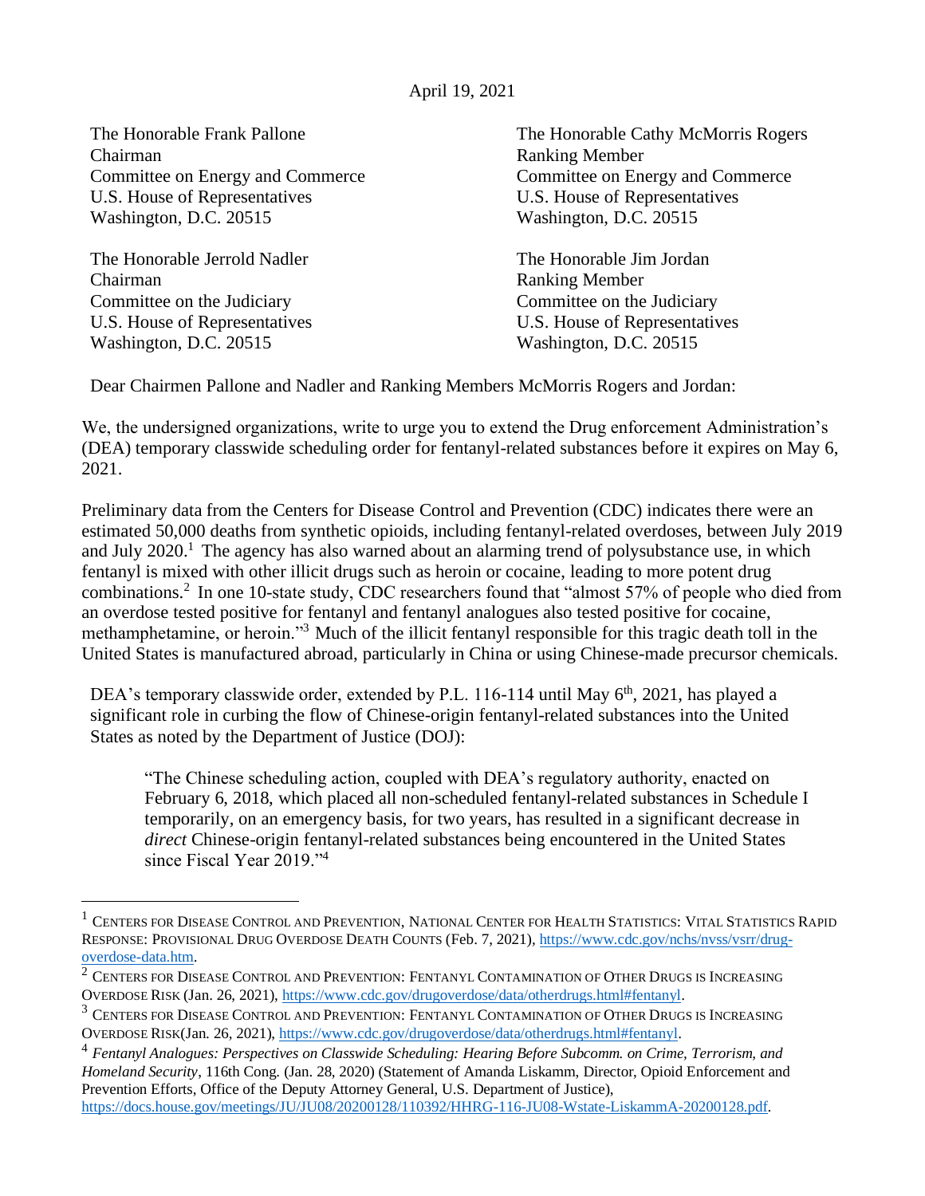April 19, 2021

The Honorable Frank Pallone
Chairman
Committee on Energy and Commerce
U.S. House of Representatives
Washington, D.C. 20515

The Honorable Cathy McMorris Rogers
Ranking Member
Committee on Energy and Commerce
U.S. House of Representatives
Washington, D.C. 20515

The Honorable Jerrold Nadler
Chairman
Committee on the Judiciary
U.S. House of Representatives
Washington, D.C. 20515

The Honorable Jim Jordan
Ranking Member
Committee on the Judiciary
U.S. House of Representatives
Washington, D.C. 20515

Dear Chairmen Pallone and Nadler and Ranking Members McMorris Rogers and Jordan:

We, the undersigned organizations, write to urge you to extend the Drug enforcement Administration's (DEA) temporary classwide scheduling order for fentanyl-related substances before it expires on May 6, 2021.

Preliminary data from the Centers for Disease Control and Prevention (CDC) indicates there were an estimated 50,000 deaths from synthetic opioids, including fentanyl-related overdoses, between July 2019 and July 2020.[1] The agency has also warned about an alarming trend of polysubstance use, in which fentanyl is mixed with other illicit drugs such as heroin or cocaine, leading to more potent drug combinations.[2] In one 10-state study, CDC researchers found that "almost 57% of people who died from an overdose tested positive for fentanyl and fentanyl analogues also tested positive for cocaine, methamphetamine, or heroin."[3] Much of the illicit fentanyl responsible for this tragic death toll in the United States is manufactured abroad, particularly in China or using Chinese-made precursor chemicals.

DEA's temporary classwide order, extended by P.L. 116-114 until May 6th, 2021, has played a significant role in curbing the flow of Chinese-origin fentanyl-related substances into the United States as noted by the Department of Justice (DOJ):

> "The Chinese scheduling action, coupled with DEA's regulatory authority, enacted on February 6, 2018, which placed all non-scheduled fentanyl-related substances in Schedule I temporarily, on an emergency basis, for two years, has resulted in a significant decrease in *direct* Chinese-origin fentanyl-related substances being encountered in the United States since Fiscal Year 2019."[4]

---

[1] Centers for Disease Control and Prevention, National Center for Health Statistics: Vital Statistics Rapid Response: Provisional Drug Overdose Death Counts (Feb. 7, 2021), https://www.cdc.gov/nchs/nvss/vsrr/drug-overdose-data.htm.

[2] Centers for Disease Control and Prevention: Fentanyl Contamination of Other Drugs is Increasing Overdose Risk (Jan. 26, 2021), https://www.cdc.gov/drugoverdose/data/otherdrugs.html#fentanyl.

[3] Centers for Disease Control and Prevention: Fentanyl Contamination of Other Drugs is Increasing Overdose Risk(Jan. 26, 2021), https://www.cdc.gov/drugoverdose/data/otherdrugs.html#fentanyl.

[4] *Fentanyl Analogues: Perspectives on Classwide Scheduling: Hearing Before Subcomm. on Crime, Terrorism, and Homeland Security*, 116th Cong. (Jan. 28, 2020) (Statement of Amanda Liskamm, Director, Opioid Enforcement and Prevention Efforts, Office of the Deputy Attorney General, U.S. Department of Justice), https://docs.house.gov/meetings/JU/JU08/20200128/110392/HHRG-116-JU08-Wstate-LiskammA-20200128.pdf.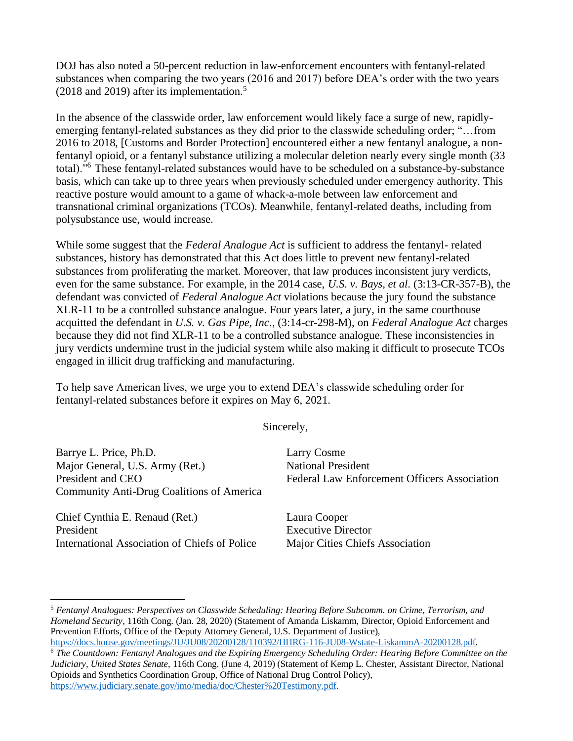DOJ has also noted a 50-percent reduction in law-enforcement encounters with fentanyl-related substances when comparing the two years (2016 and 2017) before DEA's order with the two years (2018 and 2019) after its implementation.[5]

In the absence of the classwide order, law enforcement would likely face a surge of new, rapidly-emerging fentanyl-related substances as they did prior to the classwide scheduling order; "…from 2016 to 2018, [Customs and Border Protection] encountered either a new fentanyl analogue, a non-fentanyl opioid, or a fentanyl substance utilizing a molecular deletion nearly every single month (33 total)."[6] These fentanyl-related substances would have to be scheduled on a substance-by-substance basis, which can take up to three years when previously scheduled under emergency authority. This reactive posture would amount to a game of whack-a-mole between law enforcement and transnational criminal organizations (TCOs). Meanwhile, fentanyl-related deaths, including from polysubstance use, would increase.

While some suggest that the *Federal Analogue Act* is sufficient to address the fentanyl- related substances, history has demonstrated that this Act does little to prevent new fentanyl-related substances from proliferating the market. Moreover, that law produces inconsistent jury verdicts, even for the same substance. For example, in the 2014 case, *U.S. v. Bays, et al.* (3:13-CR-357-B), the defendant was convicted of *Federal Analogue Act* violations because the jury found the substance XLR-11 to be a controlled substance analogue. Four years later, a jury, in the same courthouse acquitted the defendant in *U.S. v. Gas Pipe, Inc*., (3:14-cr-298-M), on *Federal Analogue Act* charges because they did not find XLR-11 to be a controlled substance analogue. These inconsistencies in jury verdicts undermine trust in the judicial system while also making it difficult to prosecute TCOs engaged in illicit drug trafficking and manufacturing.

To help save American lives, we urge you to extend DEA's classwide scheduling order for fentanyl-related substances before it expires on May 6, 2021.

Sincerely,

Barrye L. Price, Ph.D.
Major General, U.S. Army (Ret.)
President and CEO
Community Anti-Drug Coalitions of America

Larry Cosme
National President
Federal Law Enforcement Officers Association

Chief Cynthia E. Renaud (Ret.)
President
International Association of Chiefs of Police

Laura Cooper
Executive Director
Major Cities Chiefs Association

---

[5] *Fentanyl Analogues: Perspectives on Classwide Scheduling: Hearing Before Subcomm. on Crime, Terrorism, and Homeland Security*, 116th Cong. (Jan. 28, 2020) (Statement of Amanda Liskamm, Director, Opioid Enforcement and Prevention Efforts, Office of the Deputy Attorney General, U.S. Department of Justice), https://docs.house.gov/meetings/JU/JU08/20200128/110392/HHRG-116-JU08-Wstate-LiskammA-20200128.pdf.

[6] *The Countdown: Fentanyl Analogues and the Expiring Emergency Scheduling Order: Hearing Before Committee on the Judiciary, United States Senate*, 116th Cong. (June 4, 2019) (Statement of Kemp L. Chester, Assistant Director, National Opioids and Synthetics Coordination Group, Office of National Drug Control Policy), https://www.judiciary.senate.gov/imo/media/doc/Chester%20Testimony.pdf.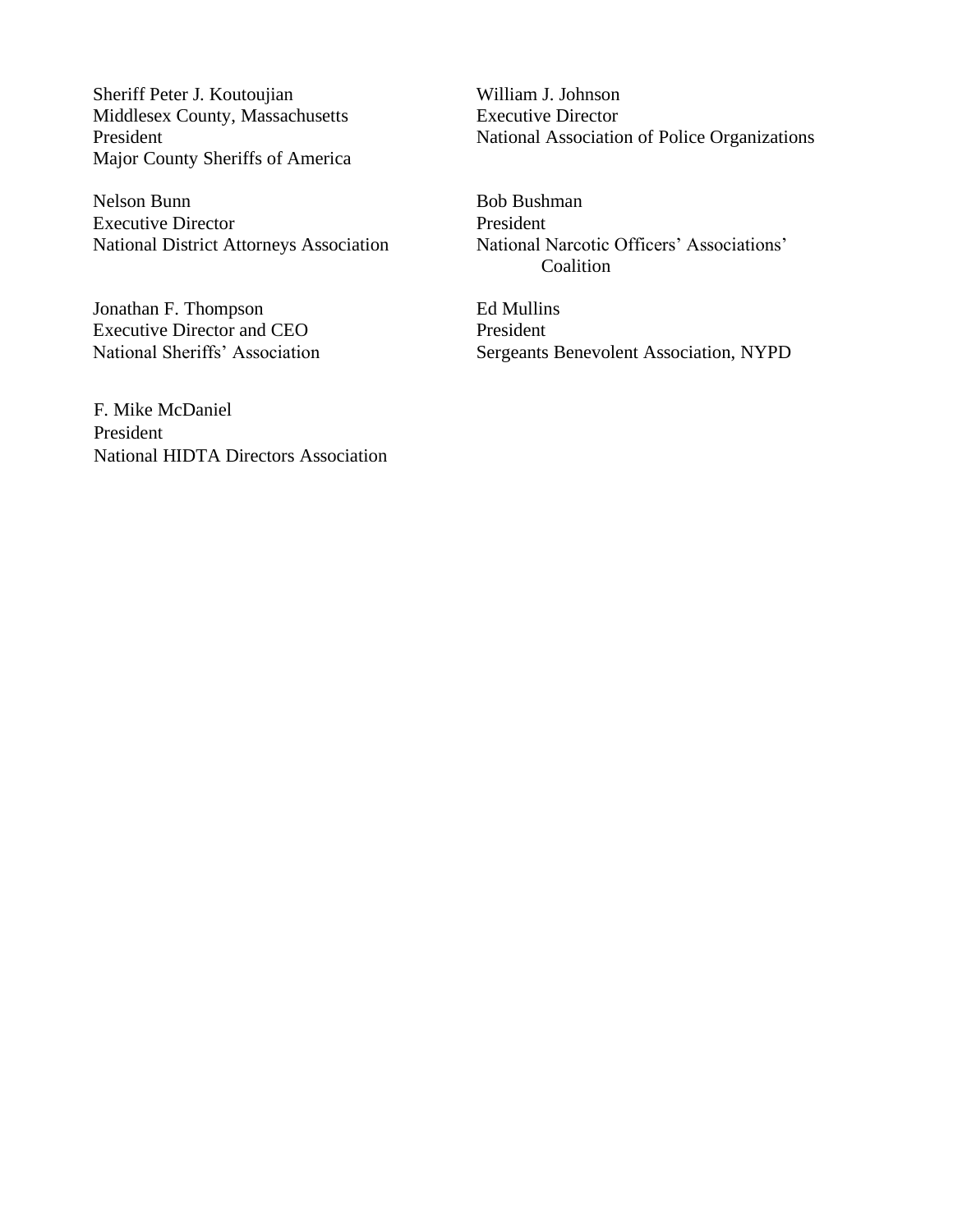Sheriff Peter J. Koutoujian
Middlesex County, Massachusetts
President
Major County Sheriffs of America

William J. Johnson
Executive Director
National Association of Police Organizations

Nelson Bunn
Executive Director
National District Attorneys Association

Bob Bushman
President
National Narcotic Officers' Associations' Coalition

Jonathan F. Thompson
Executive Director and CEO
National Sheriffs' Association

Ed Mullins
President
Sergeants Benevolent Association, NYPD

F. Mike McDaniel
President
National HIDTA Directors Association